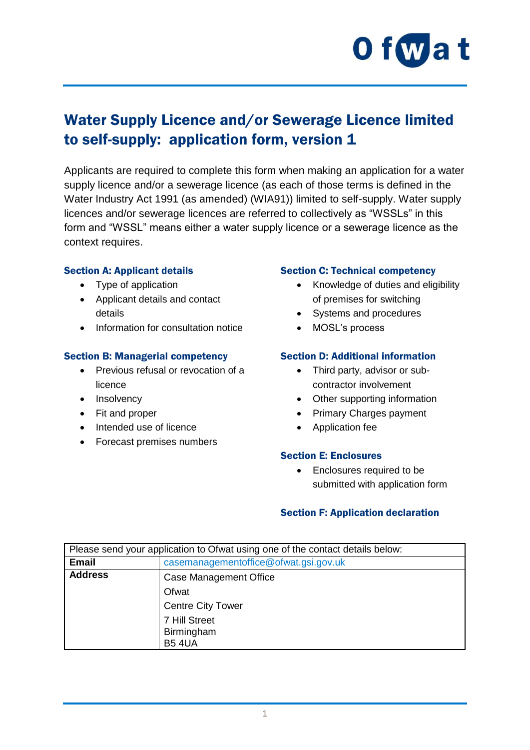# Water Supply Licence and/or Sewerage Licence limited to self-supply: application form, version 1

Applicants are required to complete this form when making an application for a water supply licence and/or a sewerage licence (as each of those terms is defined in the Water Industry Act 1991 (as amended) (WIA91)) limited to self-supply. Water supply licences and/or sewerage licences are referred to collectively as "WSSLs" in this form and "WSSL" means either a water supply licence or a sewerage licence as the context requires.

**Section A: Applicant details**

- Type of application
- Applicant details and contact details
- Information for consultation notice

**Section B: Managerial competency**

- Previous refusal or revocation of a licence
- Insolvency
- Fit and proper
- Intended use of licence
- Forecast premises numbers

**Section C: Technical competency**

- Knowledge of duties and eligibility of premises for switching
- Systems and procedures
- MOSL's process

**Section D: Additional information**

- Third party, advisor or sub-contractor involvement
- Other supporting information
- Primary Charges payment
- Application fee

**Section E: Enclosures**

- Enclosures required to be submitted with application form

**Section F: Application declaration**

| Please send your application to Ofwat using one of the contact details below: | |
|---|---|
| **Email** | casemanagementoffice@ofwat.gsi.gov.uk |
| **Address** | Case Management Office<br>Ofwat<br>Centre City Tower<br>7 Hill Street<br>Birmingham<br>B5 4UA |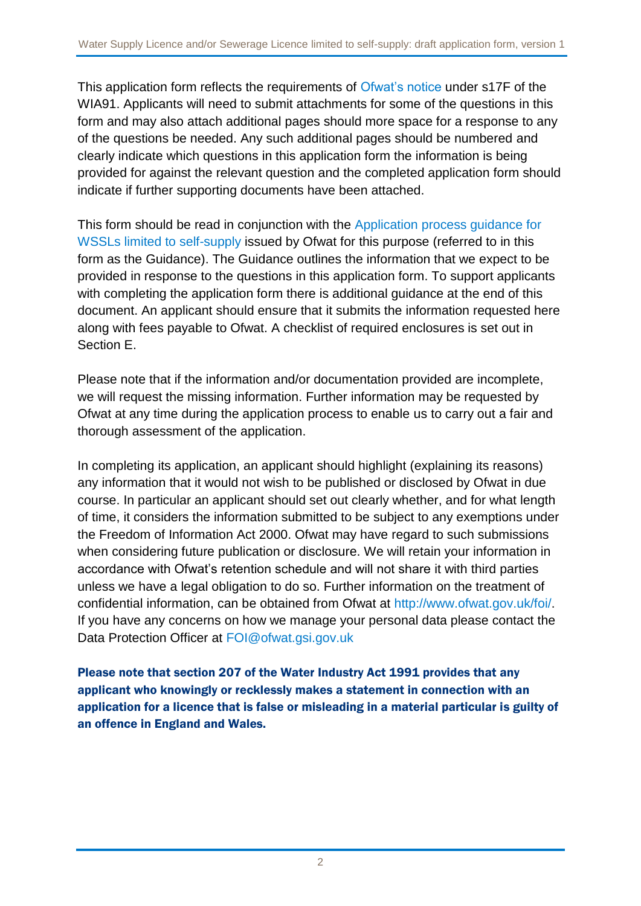This application form reflects the requirements of Ofwat's notice under s17F of the WIA91. Applicants will need to submit attachments for some of the questions in this form and may also attach additional pages should more space for a response to any of the questions be needed. Any such additional pages should be numbered and clearly indicate which questions in this application form the information is being provided for against the relevant question and the completed application form should indicate if further supporting documents have been attached.

This form should be read in conjunction with the Application process guidance for WSSLs limited to self-supply issued by Ofwat for this purpose (referred to in this form as the Guidance). The Guidance outlines the information that we expect to be provided in response to the questions in this application form. To support applicants with completing the application form there is additional guidance at the end of this document. An applicant should ensure that it submits the information requested here along with fees payable to Ofwat. A checklist of required enclosures is set out in Section E.

Please note that if the information and/or documentation provided are incomplete, we will request the missing information. Further information may be requested by Ofwat at any time during the application process to enable us to carry out a fair and thorough assessment of the application.

In completing its application, an applicant should highlight (explaining its reasons) any information that it would not wish to be published or disclosed by Ofwat in due course. In particular an applicant should set out clearly whether, and for what length of time, it considers the information submitted to be subject to any exemptions under the Freedom of Information Act 2000. Ofwat may have regard to such submissions when considering future publication or disclosure. We will retain your information in accordance with Ofwat's retention schedule and will not share it with third parties unless we have a legal obligation to do so. Further information on the treatment of confidential information, can be obtained from Ofwat at http://www.ofwat.gov.uk/foi/. If you have any concerns on how we manage your personal data please contact the Data Protection Officer at FOI@ofwat.gsi.gov.uk

**Please note that section 207 of the Water Industry Act 1991 provides that any applicant who knowingly or recklessly makes a statement in connection with an application for a licence that is false or misleading in a material particular is guilty of an offence in England and Wales.**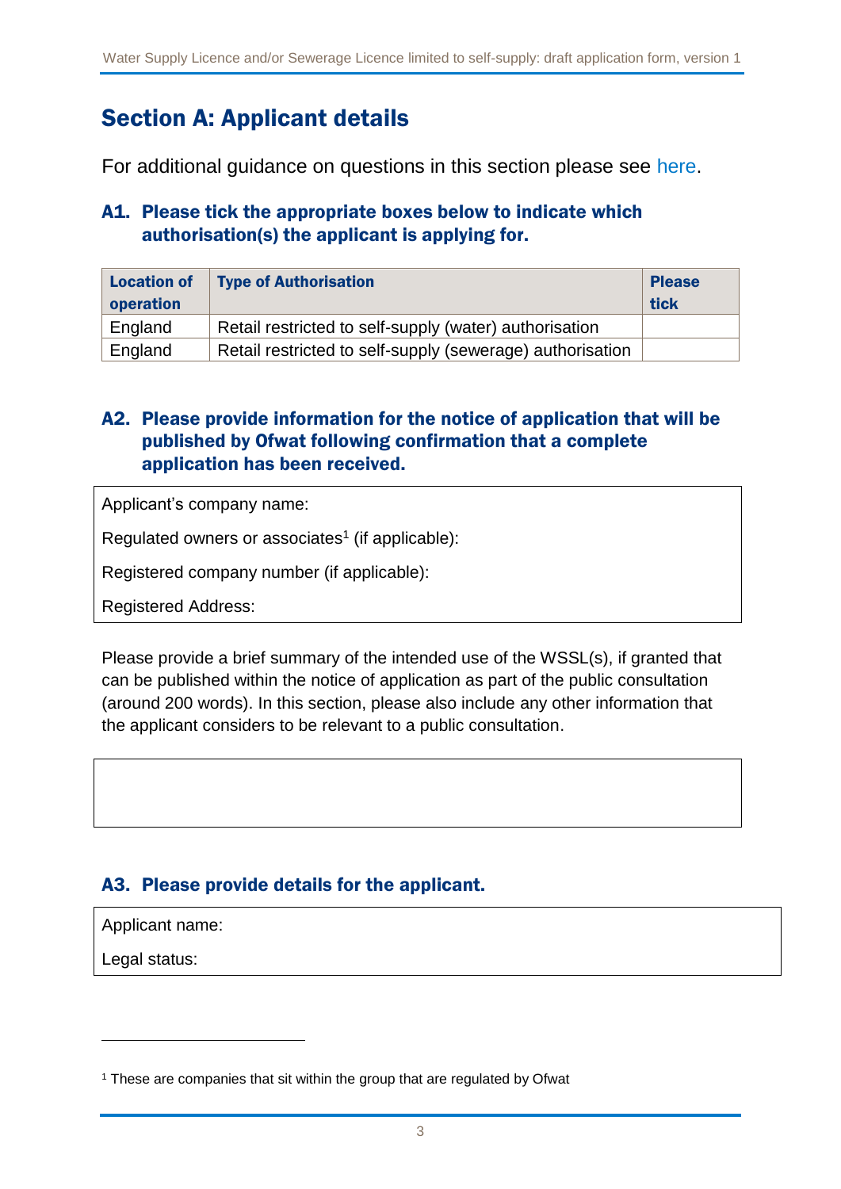# Section A: Applicant details

For additional guidance on questions in this section please see here.

### A1. Please tick the appropriate boxes below to indicate which authorisation(s) the applicant is applying for.

| Location of operation | Type of Authorisation | Please tick |
|---|---|---|
| England | Retail restricted to self-supply (water) authorisation | |
| England | Retail restricted to self-supply (sewerage) authorisation | |

### A2. Please provide information for the notice of application that will be published by Ofwat following confirmation that a complete application has been received.

Applicant's company name:

Regulated owners or associates[1] (if applicable):

Registered company number (if applicable):

Registered Address:

Please provide a brief summary of the intended use of the WSSL(s), if granted that can be published within the notice of application as part of the public consultation (around 200 words). In this section, please also include any other information that the applicant considers to be relevant to a public consultation.

### A3. Please provide details for the applicant.

Applicant name:

Legal status:

[1] These are companies that sit within the group that are regulated by Ofwat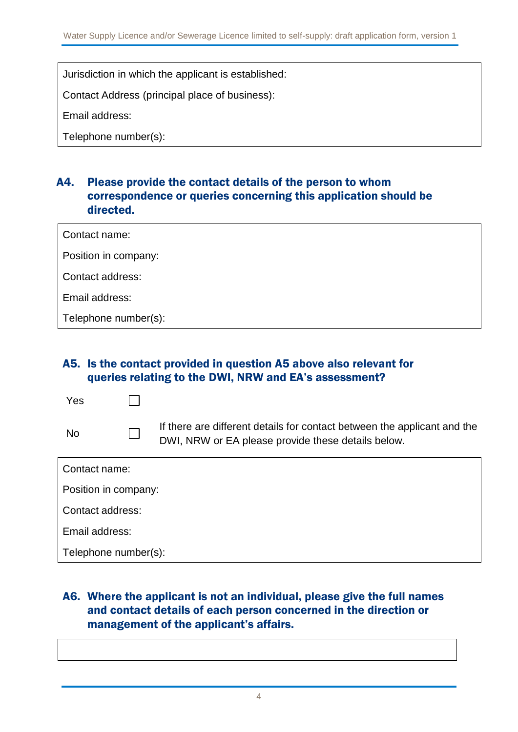Jurisdiction in which the applicant is established:

Contact Address (principal place of business):

Email address:

Telephone number(s):

### A4. Please provide the contact details of the person to whom correspondence or queries concerning this application should be directed.

Contact name:

Position in company:

Contact address:

Email address:

Telephone number(s):

### A5. Is the contact provided in question A5 above also relevant for queries relating to the DWI, NRW and EA's assessment?

Yes ☐

No ☐ If there are different details for contact between the applicant and the DWI, NRW or EA please provide these details below.

Contact name:

Position in company:

Contact address:

Email address:

Telephone number(s):

### A6. Where the applicant is not an individual, please give the full names and contact details of each person concerned in the direction or management of the applicant's affairs.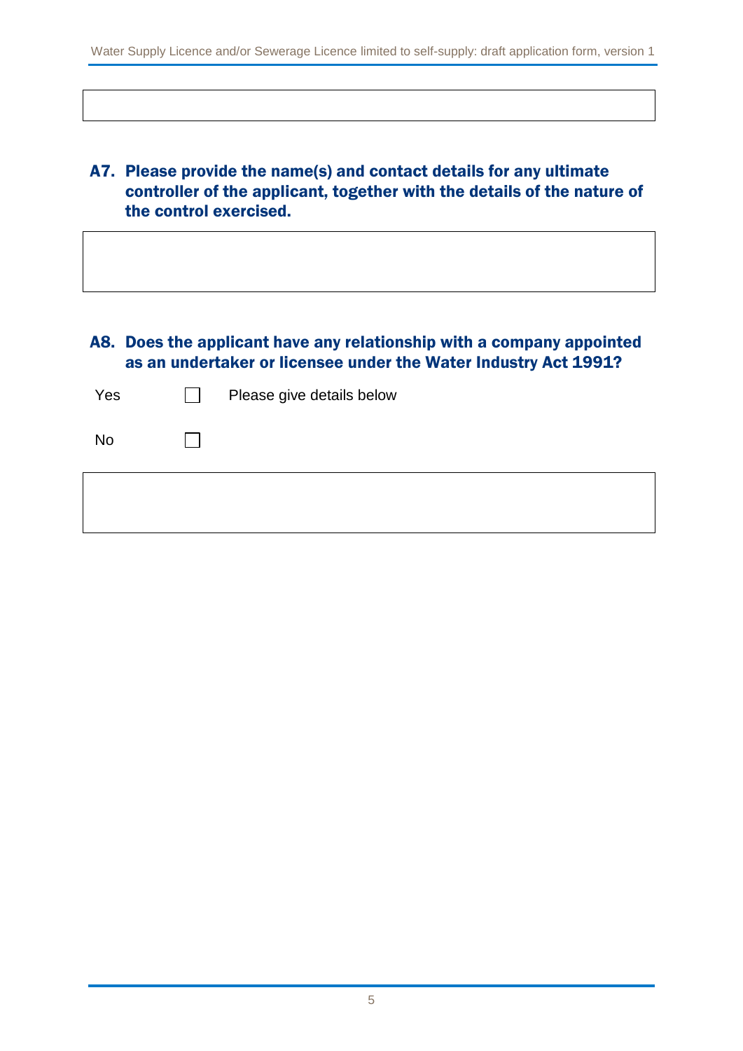### A7. Please provide the name(s) and contact details for any ultimate controller of the applicant, together with the details of the nature of the control exercised.

### A8. Does the applicant have any relationship with a company appointed as an undertaker or licensee under the Water Industry Act 1991?

Yes ☐ Please give details below

No ☐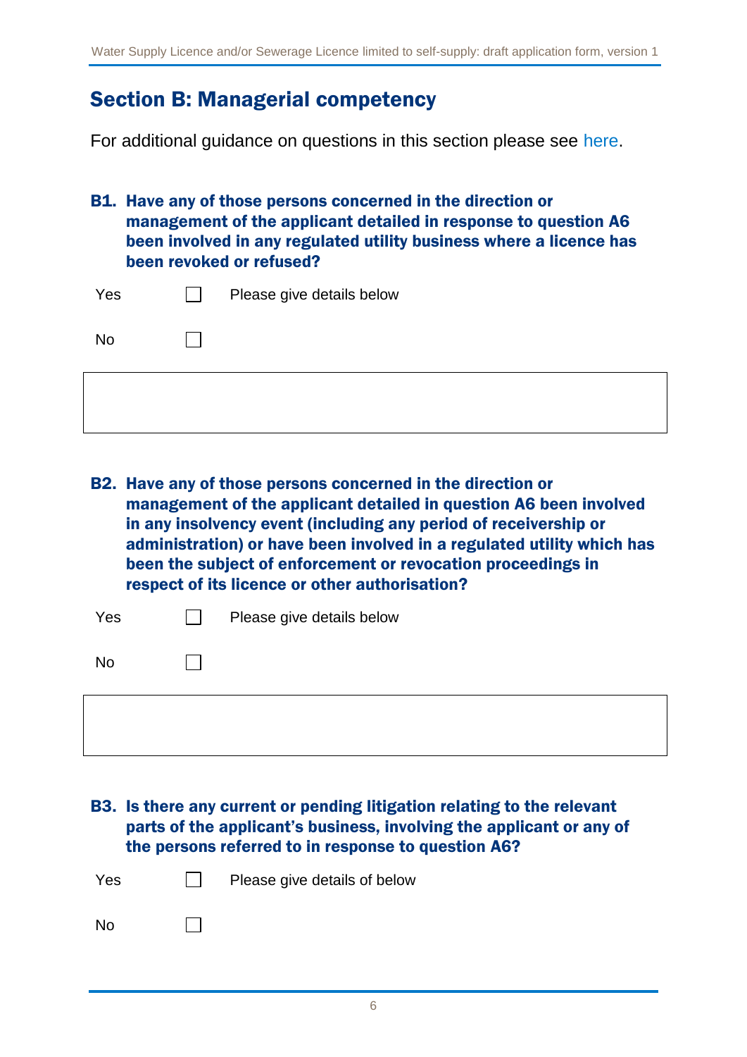## Section B: Managerial competency

For additional guidance on questions in this section please see here.

**B1. Have any of those persons concerned in the direction or management of the applicant detailed in response to question A6 been involved in any regulated utility business where a licence has been revoked or refused?**

Yes ☐ Please give details below

No ☐

**B2. Have any of those persons concerned in the direction or management of the applicant detailed in question A6 been involved in any insolvency event (including any period of receivership or administration) or have been involved in a regulated utility which has been the subject of enforcement or revocation proceedings in respect of its licence or other authorisation?**

Yes ☐ Please give details below

No ☐

**B3. Is there any current or pending litigation relating to the relevant parts of the applicant's business, involving the applicant or any of the persons referred to in response to question A6?**

Yes ☐ Please give details of below

No ☐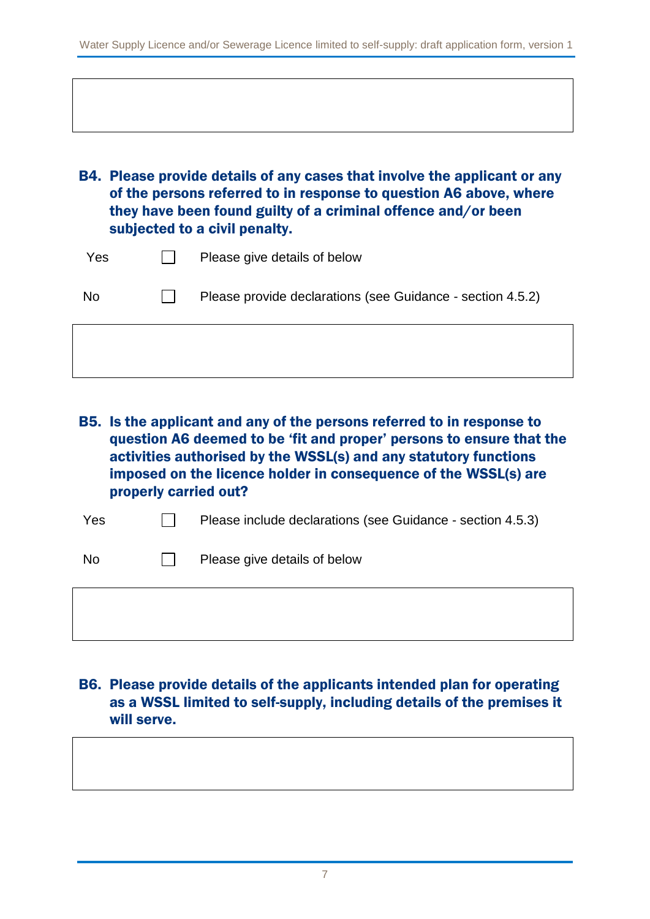**B4. Please provide details of any cases that involve the applicant or any of the persons referred to in response to question A6 above, where they have been found guilty of a criminal offence and/or been subjected to a civil penalty.**

| | | |
|---|---|---|
| Yes | ☐ | Please give details of below |
| No | ☐ | Please provide declarations (see Guidance - section 4.5.2) |

**B5. Is the applicant and any of the persons referred to in response to question A6 deemed to be 'fit and proper' persons to ensure that the activities authorised by the WSSL(s) and any statutory functions imposed on the licence holder in consequence of the WSSL(s) are properly carried out?**

| | | |
|---|---|---|
| Yes | ☐ | Please include declarations (see Guidance - section 4.5.3) |
| No | ☐ | Please give details of below |

**B6. Please provide details of the applicants intended plan for operating as a WSSL limited to self-supply, including details of the premises it will serve.**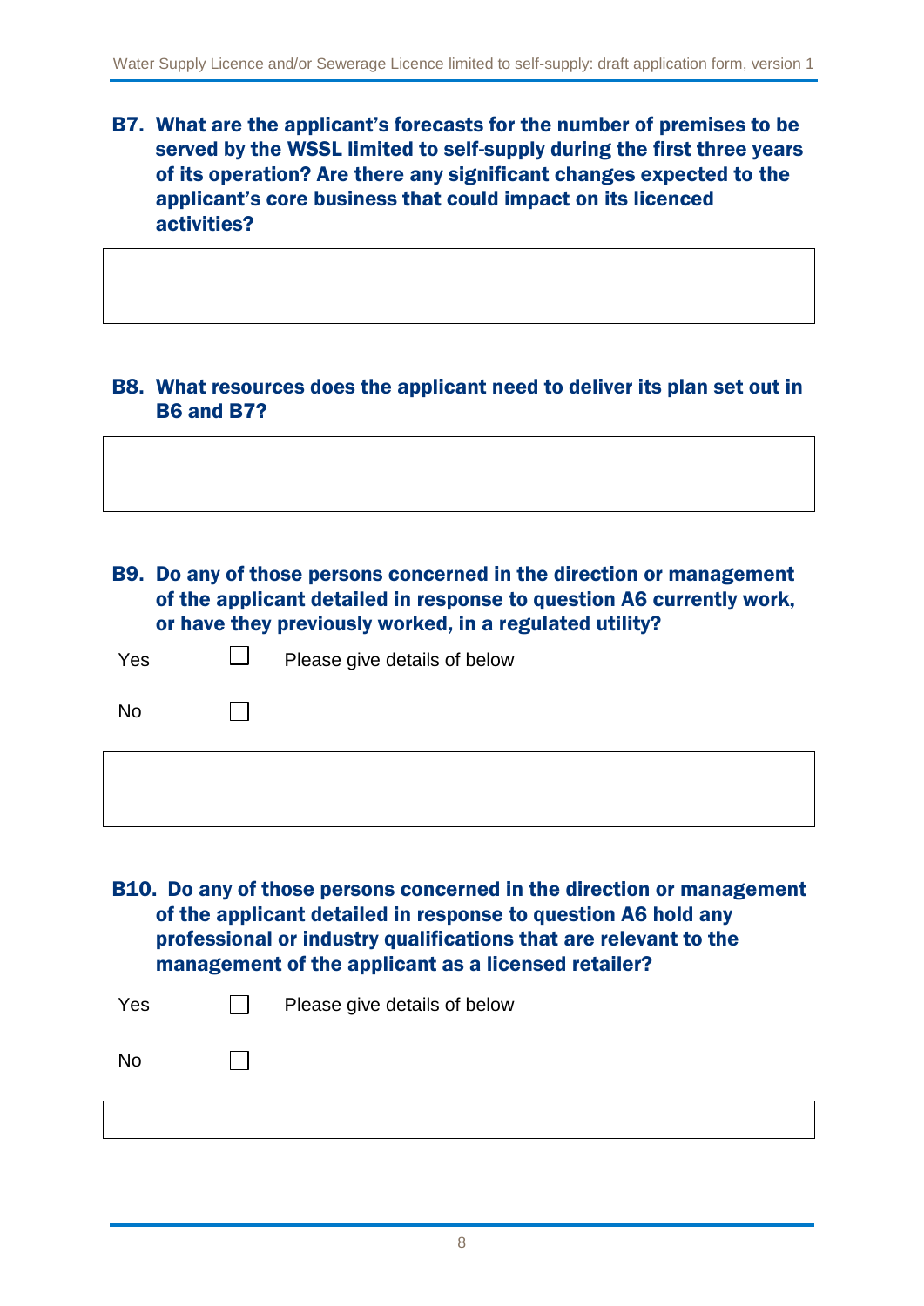**B7. What are the applicant's forecasts for the number of premises to be served by the WSSL limited to self-supply during the first three years of its operation? Are there any significant changes expected to the applicant's core business that could impact on its licenced activities?**

**B8. What resources does the applicant need to deliver its plan set out in B6 and B7?**

**B9. Do any of those persons concerned in the direction or management of the applicant detailed in response to question A6 currently work, or have they previously worked, in a regulated utility?**

Yes ☐ Please give details of below

No ☐

**B10. Do any of those persons concerned in the direction or management of the applicant detailed in response to question A6 hold any professional or industry qualifications that are relevant to the management of the applicant as a licensed retailer?**

Yes ☐ Please give details of below

No ☐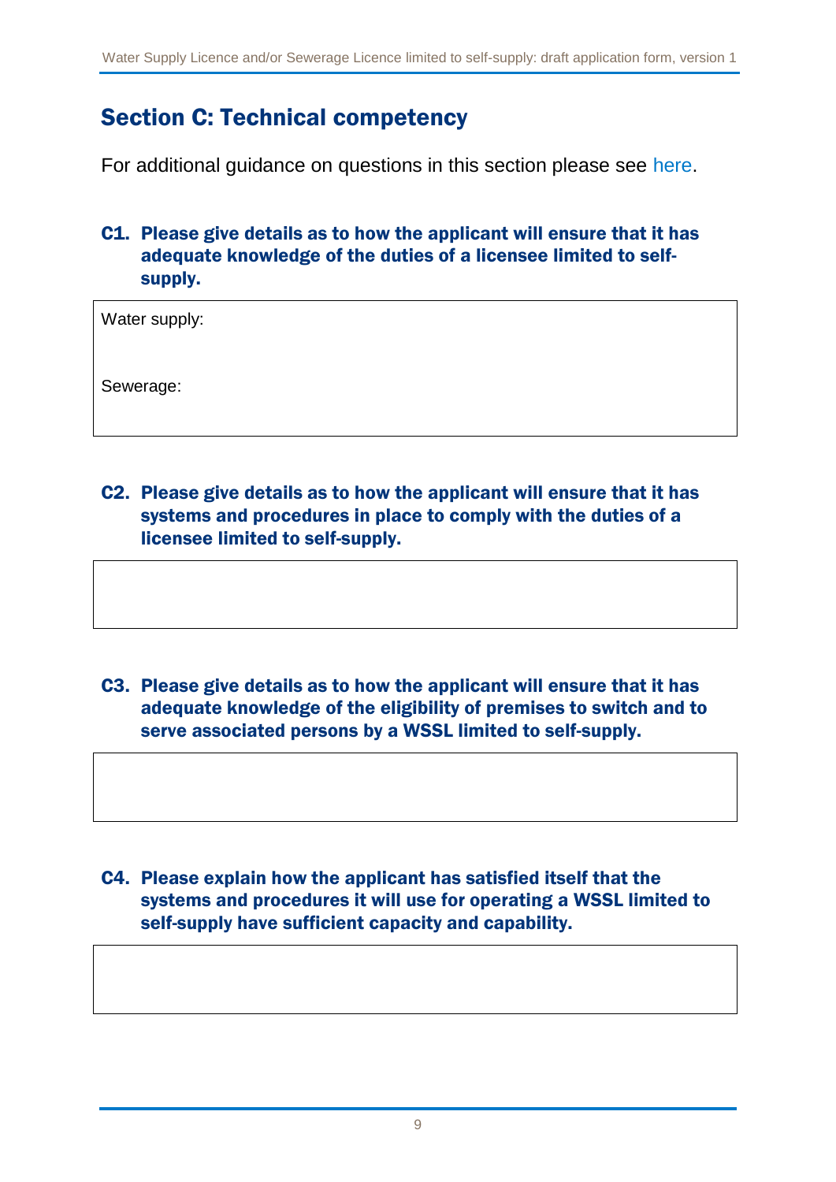## Section C: Technical competency

For additional guidance on questions in this section please see here.

### C1. Please give details as to how the applicant will ensure that it has adequate knowledge of the duties of a licensee limited to self-supply.

| Water supply:<br><br>Sewerage: |
|---|

### C2. Please give details as to how the applicant will ensure that it has systems and procedures in place to comply with the duties of a licensee limited to self-supply.

| |
|---|

### C3. Please give details as to how the applicant will ensure that it has adequate knowledge of the eligibility of premises to switch and to serve associated persons by a WSSL limited to self-supply.

| |
|---|

### C4. Please explain how the applicant has satisfied itself that the systems and procedures it will use for operating a WSSL limited to self-supply have sufficient capacity and capability.

| |
|---|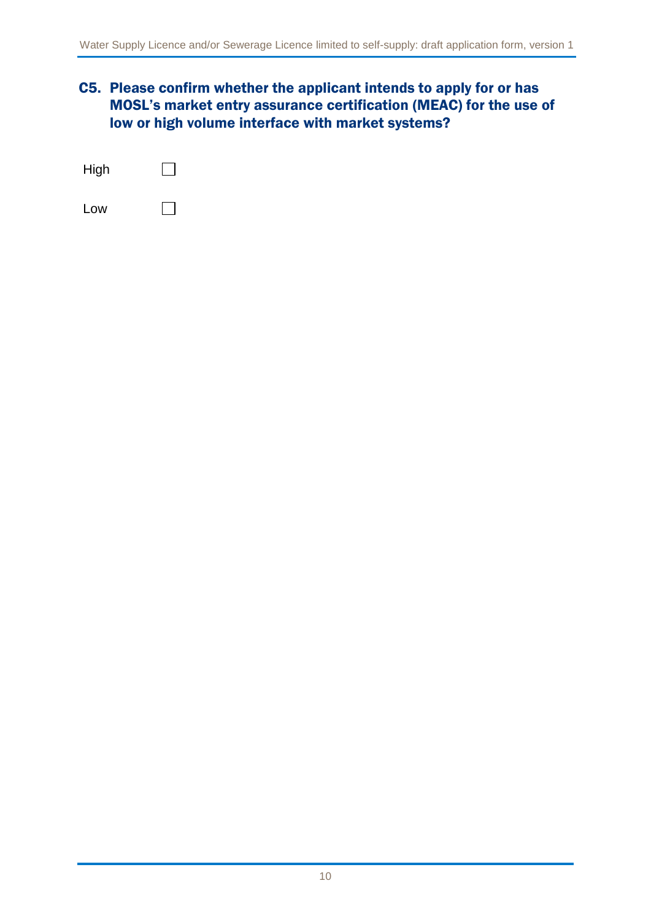## C5. Please confirm whether the applicant intends to apply for or has MOSL's market entry assurance certification (MEAC) for the use of low or high volume interface with market systems?

High ☐

Low ☐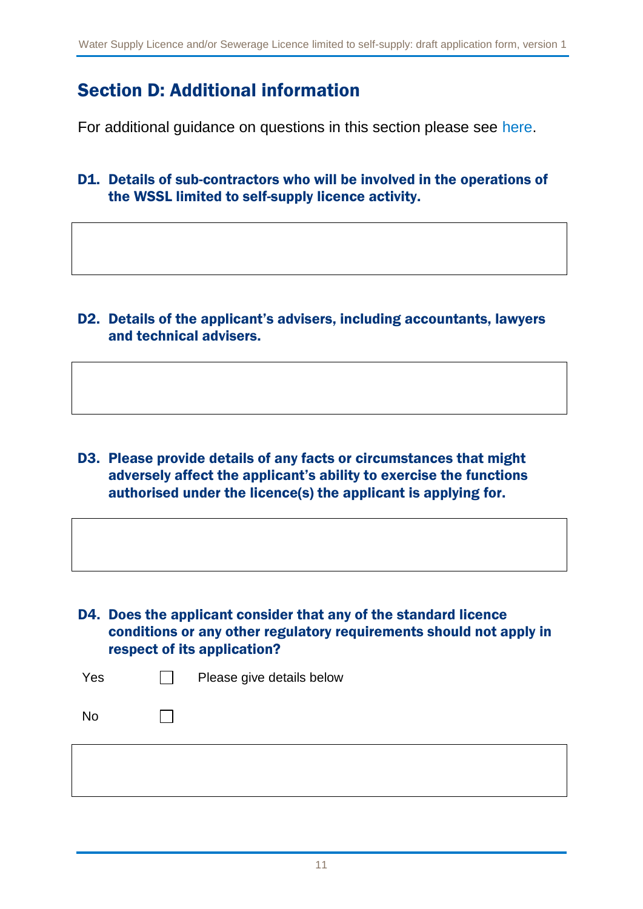## Section D: Additional information

For additional guidance on questions in this section please see here.

**D1. Details of sub-contractors who will be involved in the operations of the WSSL limited to self-supply licence activity.**

**D2. Details of the applicant's advisers, including accountants, lawyers and technical advisers.**

**D3. Please provide details of any facts or circumstances that might adversely affect the applicant's ability to exercise the functions authorised under the licence(s) the applicant is applying for.**

**D4. Does the applicant consider that any of the standard licence conditions or any other regulatory requirements should not apply in respect of its application?**

Yes ☐ Please give details below

No ☐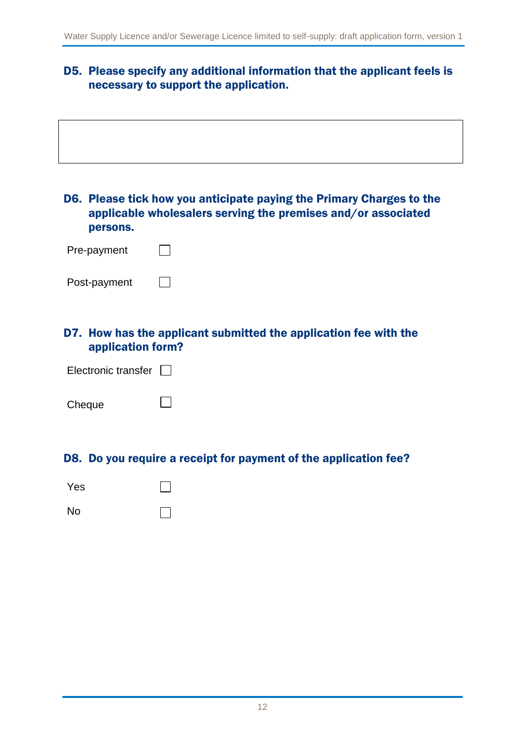### D5. Please specify any additional information that the applicant feels is necessary to support the application.

| |
|---|
| |

### D6. Please tick how you anticipate paying the Primary Charges to the applicable wholesalers serving the premises and/or associated persons.

Pre-payment ☐

Post-payment ☐

### D7. How has the applicant submitted the application fee with the application form?

Electronic transfer ☐

Cheque ☐

### D8. Do you require a receipt for payment of the application fee?

Yes ☐

No ☐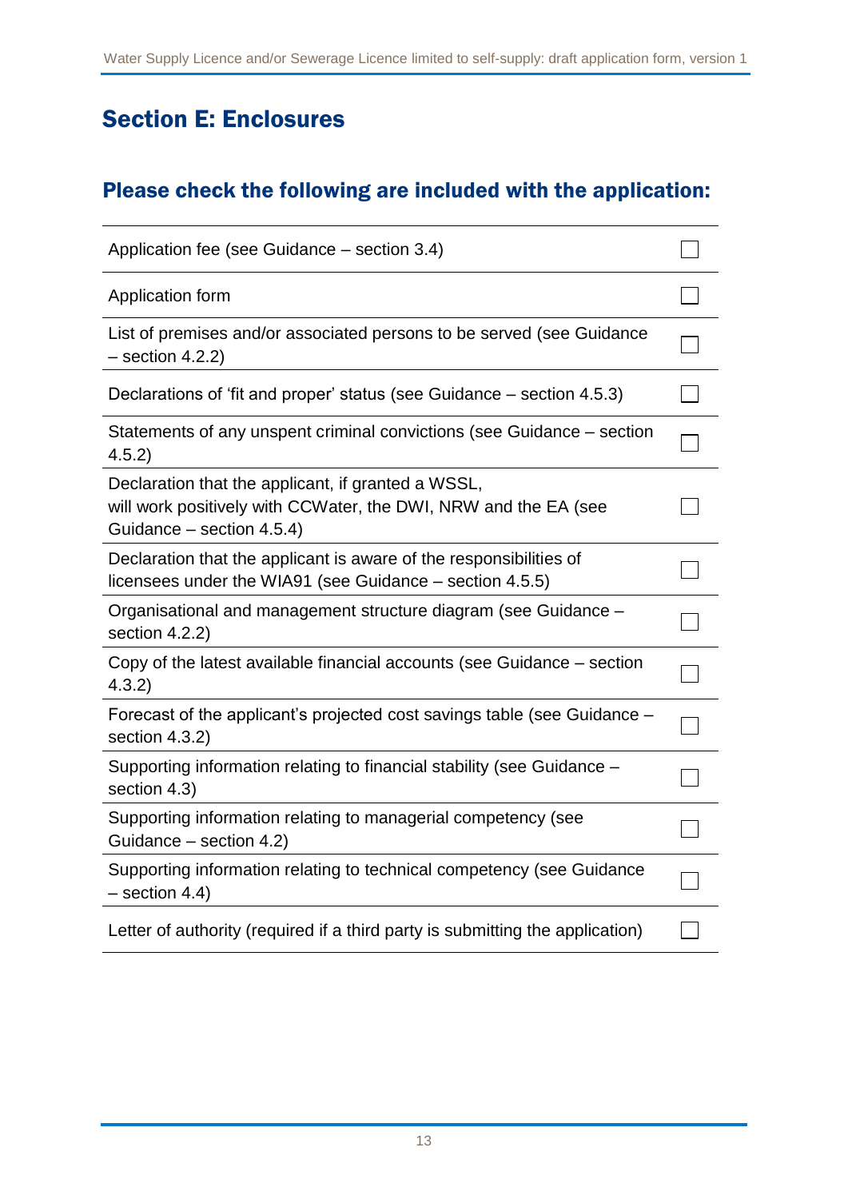## Section E: Enclosures

### Please check the following are included with the application:

| | |
|---|---|
| Application fee (see Guidance – section 3.4) | ☐ |
| Application form | ☐ |
| List of premises and/or associated persons to be served (see Guidance – section 4.2.2) | ☐ |
| Declarations of 'fit and proper' status (see Guidance – section 4.5.3) | ☐ |
| Statements of any unspent criminal convictions (see Guidance – section 4.5.2) | ☐ |
| Declaration that the applicant, if granted a WSSL, will work positively with CCWater, the DWI, NRW and the EA (see Guidance – section 4.5.4) | ☐ |
| Declaration that the applicant is aware of the responsibilities of licensees under the WIA91 (see Guidance – section 4.5.5) | ☐ |
| Organisational and management structure diagram (see Guidance – section 4.2.2) | ☐ |
| Copy of the latest available financial accounts (see Guidance – section 4.3.2) | ☐ |
| Forecast of the applicant's projected cost savings table (see Guidance – section 4.3.2) | ☐ |
| Supporting information relating to financial stability (see Guidance – section 4.3) | ☐ |
| Supporting information relating to managerial competency (see Guidance – section 4.2) | ☐ |
| Supporting information relating to technical competency (see Guidance – section 4.4) | ☐ |
| Letter of authority (required if a third party is submitting the application) | ☐ |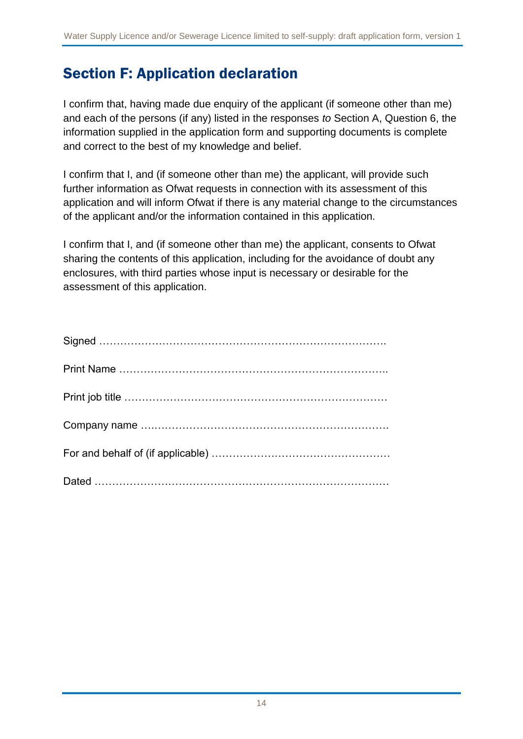## Section F: Application declaration

I confirm that, having made due enquiry of the applicant (if someone other than me) and each of the persons (if any) listed in the responses *to* Section A, Question 6, the information supplied in the application form and supporting documents is complete and correct to the best of my knowledge and belief.

I confirm that I, and (if someone other than me) the applicant, will provide such further information as Ofwat requests in connection with its assessment of this application and will inform Ofwat if there is any material change to the circumstances of the applicant and/or the information contained in this application.

I confirm that I, and (if someone other than me) the applicant, consents to Ofwat sharing the contents of this application, including for the avoidance of doubt any enclosures, with third parties whose input is necessary or desirable for the assessment of this application.

Signed ………………………………………………………………………….

Print Name …………………………………………………………………..

Print job title …………………………………………………………………

Company name ……………………………………………………………….

For and behalf of (if applicable) ……………………………………………

Dated ……………………………………………………………………………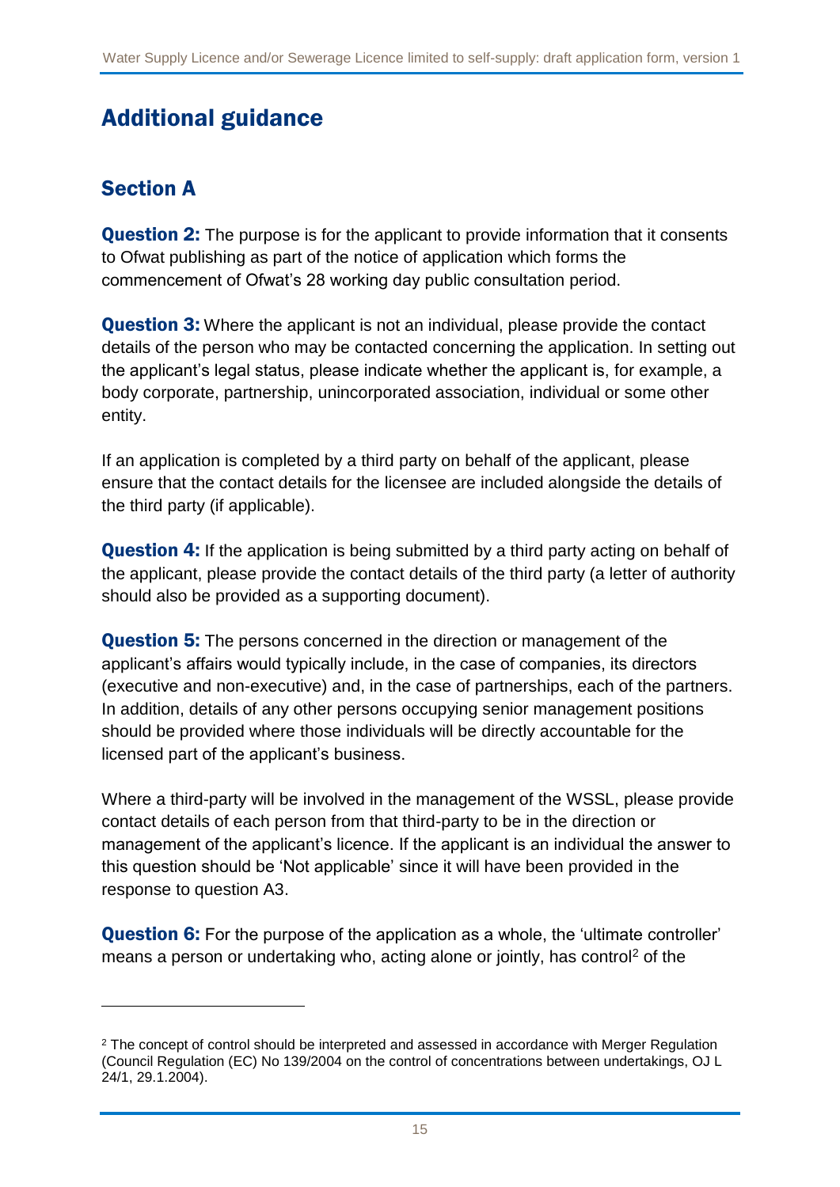# Additional guidance

## Section A

**Question 2:** The purpose is for the applicant to provide information that it consents to Ofwat publishing as part of the notice of application which forms the commencement of Ofwat's 28 working day public consultation period.

**Question 3:** Where the applicant is not an individual, please provide the contact details of the person who may be contacted concerning the application. In setting out the applicant's legal status, please indicate whether the applicant is, for example, a body corporate, partnership, unincorporated association, individual or some other entity.

If an application is completed by a third party on behalf of the applicant, please ensure that the contact details for the licensee are included alongside the details of the third party (if applicable).

**Question 4:** If the application is being submitted by a third party acting on behalf of the applicant, please provide the contact details of the third party (a letter of authority should also be provided as a supporting document).

**Question 5:** The persons concerned in the direction or management of the applicant's affairs would typically include, in the case of companies, its directors (executive and non-executive) and, in the case of partnerships, each of the partners. In addition, details of any other persons occupying senior management positions should be provided where those individuals will be directly accountable for the licensed part of the applicant's business.

Where a third-party will be involved in the management of the WSSL, please provide contact details of each person from that third-party to be in the direction or management of the applicant's licence. If the applicant is an individual the answer to this question should be 'Not applicable' since it will have been provided in the response to question A3.

**Question 6:** For the purpose of the application as a whole, the 'ultimate controller' means a person or undertaking who, acting alone or jointly, has control[2] of the

[2] The concept of control should be interpreted and assessed in accordance with Merger Regulation (Council Regulation (EC) No 139/2004 on the control of concentrations between undertakings, OJ L 24/1, 29.1.2004).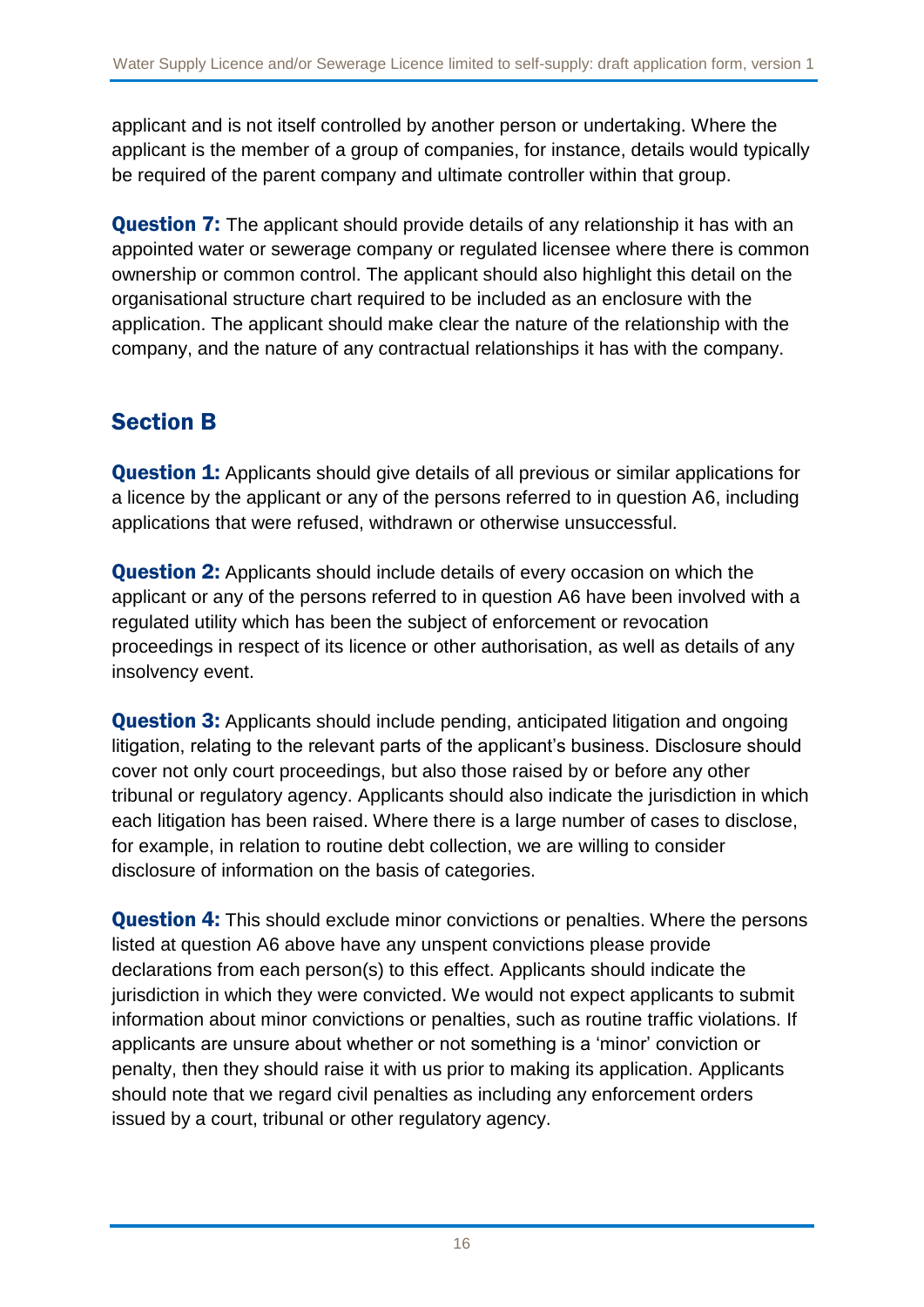applicant and is not itself controlled by another person or undertaking. Where the applicant is the member of a group of companies, for instance, details would typically be required of the parent company and ultimate controller within that group.

**Question 7:** The applicant should provide details of any relationship it has with an appointed water or sewerage company or regulated licensee where there is common ownership or common control. The applicant should also highlight this detail on the organisational structure chart required to be included as an enclosure with the application. The applicant should make clear the nature of the relationship with the company, and the nature of any contractual relationships it has with the company.

## Section B

**Question 1:** Applicants should give details of all previous or similar applications for a licence by the applicant or any of the persons referred to in question A6, including applications that were refused, withdrawn or otherwise unsuccessful.

**Question 2:** Applicants should include details of every occasion on which the applicant or any of the persons referred to in question A6 have been involved with a regulated utility which has been the subject of enforcement or revocation proceedings in respect of its licence or other authorisation, as well as details of any insolvency event.

**Question 3:** Applicants should include pending, anticipated litigation and ongoing litigation, relating to the relevant parts of the applicant's business. Disclosure should cover not only court proceedings, but also those raised by or before any other tribunal or regulatory agency. Applicants should also indicate the jurisdiction in which each litigation has been raised. Where there is a large number of cases to disclose, for example, in relation to routine debt collection, we are willing to consider disclosure of information on the basis of categories.

**Question 4:** This should exclude minor convictions or penalties. Where the persons listed at question A6 above have any unspent convictions please provide declarations from each person(s) to this effect. Applicants should indicate the jurisdiction in which they were convicted. We would not expect applicants to submit information about minor convictions or penalties, such as routine traffic violations. If applicants are unsure about whether or not something is a 'minor' conviction or penalty, then they should raise it with us prior to making its application. Applicants should note that we regard civil penalties as including any enforcement orders issued by a court, tribunal or other regulatory agency.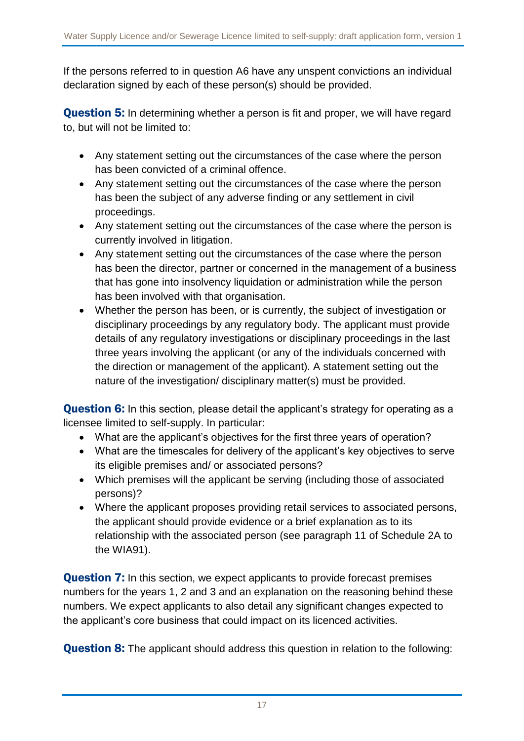If the persons referred to in question A6 have any unspent convictions an individual declaration signed by each of these person(s) should be provided.

**Question 5:** In determining whether a person is fit and proper, we will have regard to, but will not be limited to:

- Any statement setting out the circumstances of the case where the person has been convicted of a criminal offence.
- Any statement setting out the circumstances of the case where the person has been the subject of any adverse finding or any settlement in civil proceedings.
- Any statement setting out the circumstances of the case where the person is currently involved in litigation.
- Any statement setting out the circumstances of the case where the person has been the director, partner or concerned in the management of a business that has gone into insolvency liquidation or administration while the person has been involved with that organisation.
- Whether the person has been, or is currently, the subject of investigation or disciplinary proceedings by any regulatory body. The applicant must provide details of any regulatory investigations or disciplinary proceedings in the last three years involving the applicant (or any of the individuals concerned with the direction or management of the applicant). A statement setting out the nature of the investigation/ disciplinary matter(s) must be provided.

**Question 6:** In this section, please detail the applicant's strategy for operating as a licensee limited to self-supply. In particular:

- What are the applicant's objectives for the first three years of operation?
- What are the timescales for delivery of the applicant's key objectives to serve its eligible premises and/ or associated persons?
- Which premises will the applicant be serving (including those of associated persons)?
- Where the applicant proposes providing retail services to associated persons, the applicant should provide evidence or a brief explanation as to its relationship with the associated person (see paragraph 11 of Schedule 2A to the WIA91).

**Question 7:** In this section, we expect applicants to provide forecast premises numbers for the years 1, 2 and 3 and an explanation on the reasoning behind these numbers. We expect applicants to also detail any significant changes expected to the applicant's core business that could impact on its licenced activities.

**Question 8:** The applicant should address this question in relation to the following: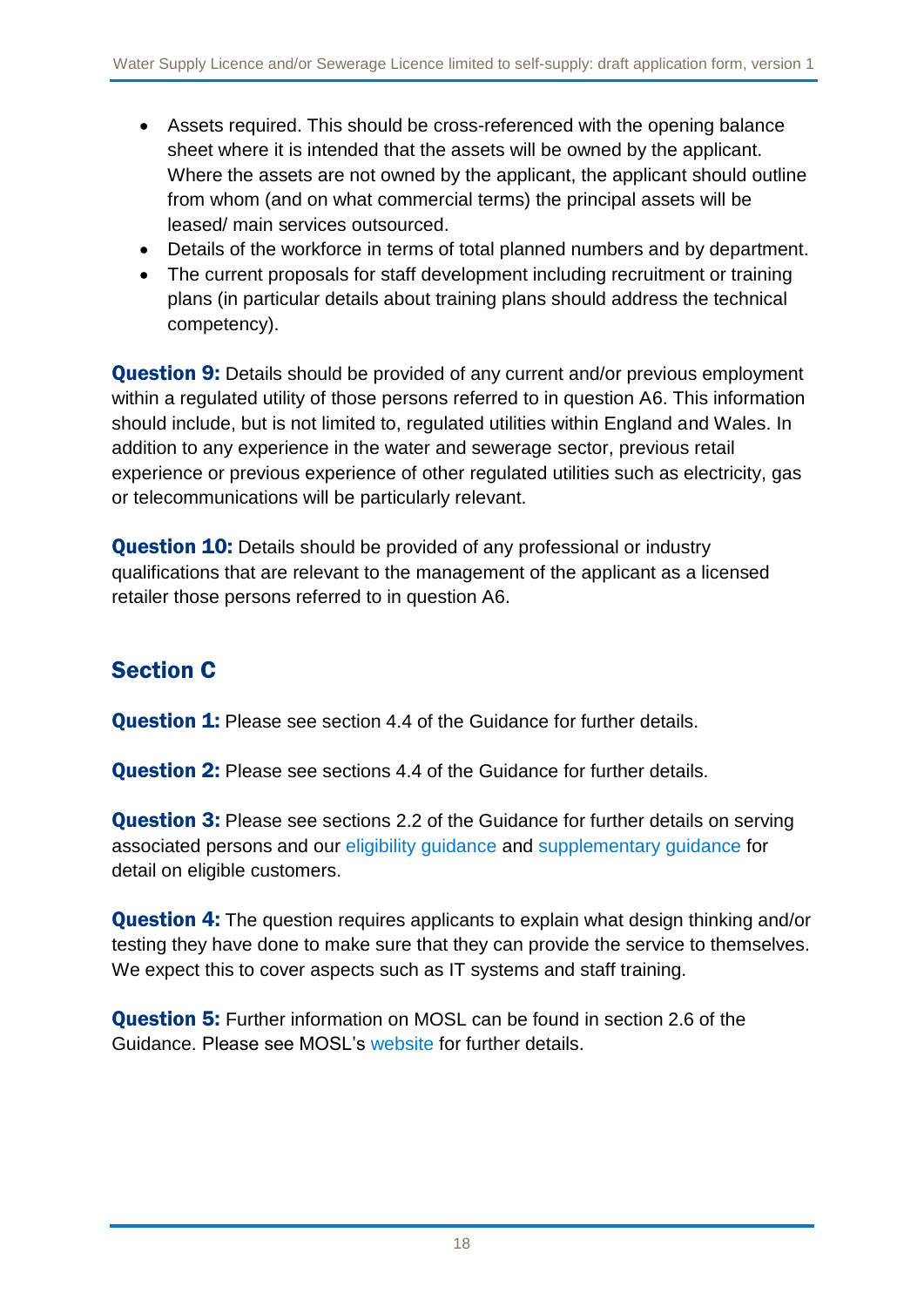- Assets required. This should be cross-referenced with the opening balance sheet where it is intended that the assets will be owned by the applicant. Where the assets are not owned by the applicant, the applicant should outline from whom (and on what commercial terms) the principal assets will be leased/ main services outsourced.
- Details of the workforce in terms of total planned numbers and by department.
- The current proposals for staff development including recruitment or training plans (in particular details about training plans should address the technical competency).

**Question 9:** Details should be provided of any current and/or previous employment within a regulated utility of those persons referred to in question A6. This information should include, but is not limited to, regulated utilities within England and Wales. In addition to any experience in the water and sewerage sector, previous retail experience or previous experience of other regulated utilities such as electricity, gas or telecommunications will be particularly relevant.

**Question 10:** Details should be provided of any professional or industry qualifications that are relevant to the management of the applicant as a licensed retailer those persons referred to in question A6.

## Section C

**Question 1:** Please see section 4.4 of the Guidance for further details.

**Question 2:** Please see sections 4.4 of the Guidance for further details.

**Question 3:** Please see sections 2.2 of the Guidance for further details on serving associated persons and our eligibility guidance and supplementary guidance for detail on eligible customers.

**Question 4:** The question requires applicants to explain what design thinking and/or testing they have done to make sure that they can provide the service to themselves. We expect this to cover aspects such as IT systems and staff training.

**Question 5:** Further information on MOSL can be found in section 2.6 of the Guidance. Please see MOSL's website for further details.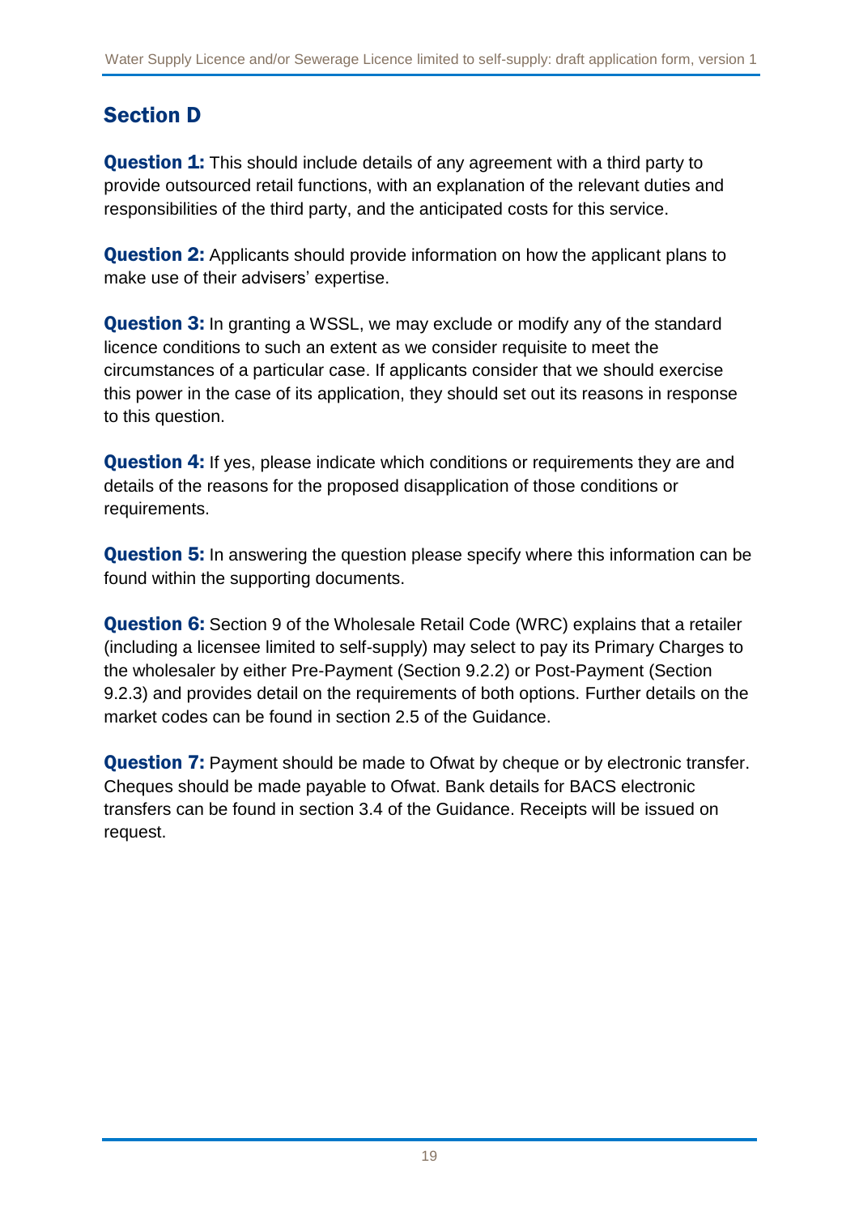## Section D

**Question 1:** This should include details of any agreement with a third party to provide outsourced retail functions, with an explanation of the relevant duties and responsibilities of the third party, and the anticipated costs for this service.

**Question 2:** Applicants should provide information on how the applicant plans to make use of their advisers' expertise.

**Question 3:** In granting a WSSL, we may exclude or modify any of the standard licence conditions to such an extent as we consider requisite to meet the circumstances of a particular case. If applicants consider that we should exercise this power in the case of its application, they should set out its reasons in response to this question.

**Question 4:** If yes, please indicate which conditions or requirements they are and details of the reasons for the proposed disapplication of those conditions or requirements.

**Question 5:** In answering the question please specify where this information can be found within the supporting documents.

**Question 6:** Section 9 of the Wholesale Retail Code (WRC) explains that a retailer (including a licensee limited to self-supply) may select to pay its Primary Charges to the wholesaler by either Pre-Payment (Section 9.2.2) or Post-Payment (Section 9.2.3) and provides detail on the requirements of both options. Further details on the market codes can be found in section 2.5 of the Guidance.

**Question 7:** Payment should be made to Ofwat by cheque or by electronic transfer. Cheques should be made payable to Ofwat. Bank details for BACS electronic transfers can be found in section 3.4 of the Guidance. Receipts will be issued on request.